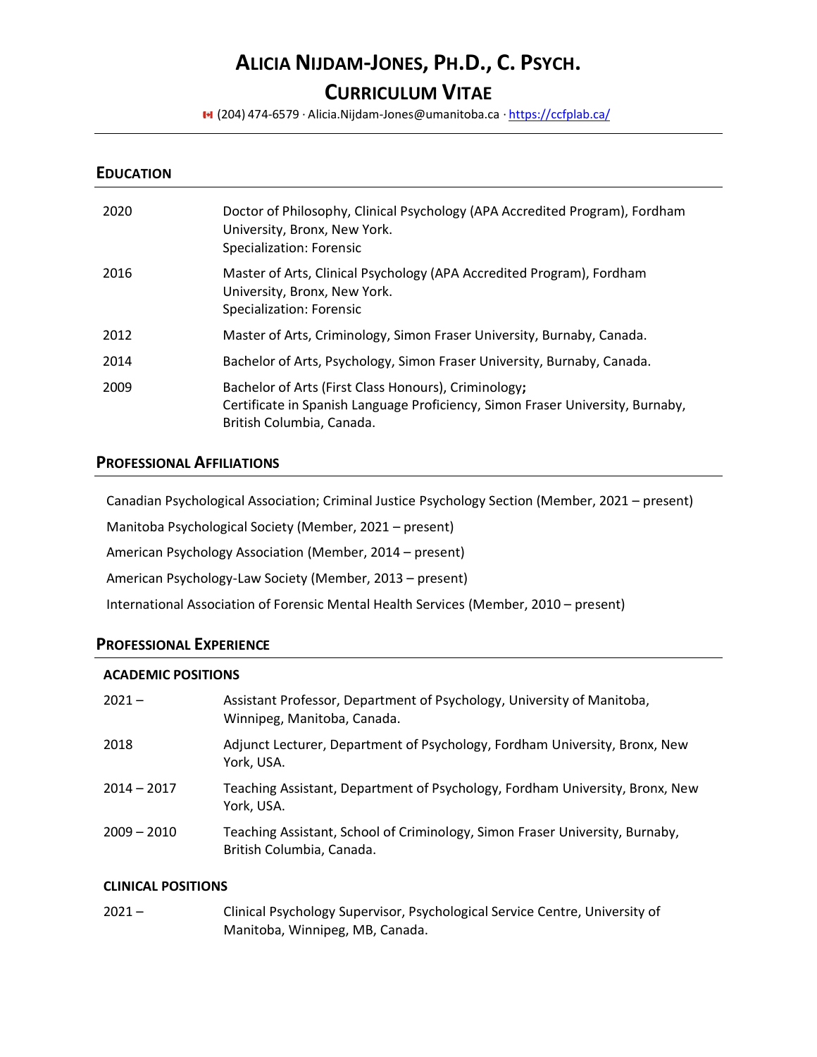# Alicia Nijdam-Jones, Ph.D., C. Psych.

## Curriculum Vitae

🇨🇦 (204) 474-6579 · Alicia.Nijdam-Jones@umanitoba.ca · https://ccfplab.ca/

---

## Education

| | |
|---|---|
| 2020 | Doctor of Philosophy, Clinical Psychology (APA Accredited Program), Fordham University, Bronx, New York.<br>Specialization: Forensic |
| 2016 | Master of Arts, Clinical Psychology (APA Accredited Program), Fordham University, Bronx, New York.<br>Specialization: Forensic |
| 2012 | Master of Arts, Criminology, Simon Fraser University, Burnaby, Canada. |
| 2014 | Bachelor of Arts, Psychology, Simon Fraser University, Burnaby, Canada. |
| 2009 | Bachelor of Arts (First Class Honours), Criminology**;**<br>Certificate in Spanish Language Proficiency, Simon Fraser University, Burnaby, British Columbia, Canada. |

## Professional Affiliations

Canadian Psychological Association; Criminal Justice Psychology Section (Member, 2021 – present)

Manitoba Psychological Society (Member, 2021 – present)

American Psychology Association (Member, 2014 – present)

American Psychology-Law Society (Member, 2013 – present)

International Association of Forensic Mental Health Services (Member, 2010 – present)

## Professional Experience

### Academic Positions

| | |
|---|---|
| 2021 – | Assistant Professor, Department of Psychology, University of Manitoba, Winnipeg, Manitoba, Canada. |
| 2018 | Adjunct Lecturer, Department of Psychology, Fordham University, Bronx, New York, USA. |
| 2014 – 2017 | Teaching Assistant, Department of Psychology, Fordham University, Bronx, New York, USA. |
| 2009 – 2010 | Teaching Assistant, School of Criminology, Simon Fraser University, Burnaby, British Columbia, Canada. |

### Clinical Positions

| | |
|---|---|
| 2021 – | Clinical Psychology Supervisor, Psychological Service Centre, University of Manitoba, Winnipeg, MB, Canada. |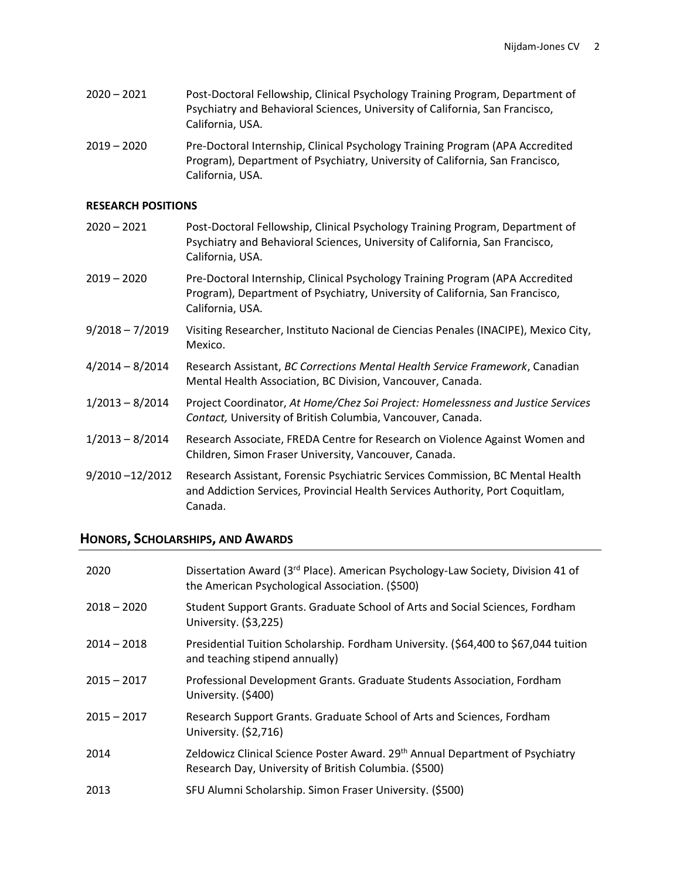2020 – 2021 Post-Doctoral Fellowship, Clinical Psychology Training Program, Department of Psychiatry and Behavioral Sciences, University of California, San Francisco, California, USA.

2019 – 2020 Pre-Doctoral Internship, Clinical Psychology Training Program (APA Accredited Program), Department of Psychiatry, University of California, San Francisco, California, USA.

**RESEARCH POSITIONS**

2020 – 2021 Post-Doctoral Fellowship, Clinical Psychology Training Program, Department of Psychiatry and Behavioral Sciences, University of California, San Francisco, California, USA.

2019 – 2020 Pre-Doctoral Internship, Clinical Psychology Training Program (APA Accredited Program), Department of Psychiatry, University of California, San Francisco, California, USA.

9/2018 – 7/2019 Visiting Researcher, Instituto Nacional de Ciencias Penales (INACIPE), Mexico City, Mexico.

4/2014 – 8/2014 Research Assistant, *BC Corrections Mental Health Service Framework*, Canadian Mental Health Association, BC Division, Vancouver, Canada.

1/2013 – 8/2014 Project Coordinator, *At Home/Chez Soi Project: Homelessness and Justice Services Contact,* University of British Columbia, Vancouver, Canada.

1/2013 – 8/2014 Research Associate, FREDA Centre for Research on Violence Against Women and Children, Simon Fraser University, Vancouver, Canada.

9/2010 –12/2012 Research Assistant, Forensic Psychiatric Services Commission, BC Mental Health and Addiction Services, Provincial Health Services Authority, Port Coquitlam, Canada.

## HONORS, SCHOLARSHIPS, AND AWARDS

2020 Dissertation Award (3rd Place). American Psychology-Law Society, Division 41 of the American Psychological Association. ($500)

2018 – 2020 Student Support Grants. Graduate School of Arts and Social Sciences, Fordham University. ($3,225)

2014 – 2018 Presidential Tuition Scholarship. Fordham University. ($64,400 to $67,044 tuition and teaching stipend annually)

2015 – 2017 Professional Development Grants. Graduate Students Association, Fordham University. ($400)

2015 – 2017 Research Support Grants. Graduate School of Arts and Sciences, Fordham University. ($2,716)

2014 Zeldowicz Clinical Science Poster Award. 29th Annual Department of Psychiatry Research Day, University of British Columbia. ($500)

2013 SFU Alumni Scholarship. Simon Fraser University. ($500)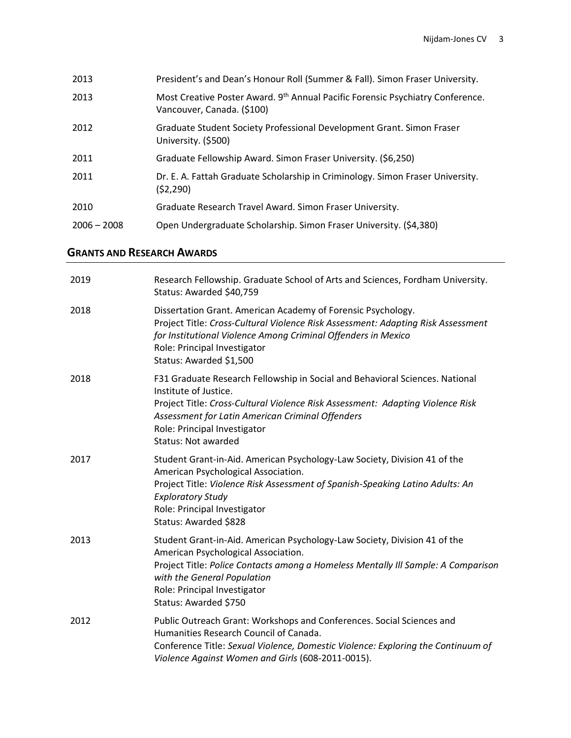| | |
|---|---|
| 2013 | President's and Dean's Honour Roll (Summer & Fall). Simon Fraser University. |
| 2013 | Most Creative Poster Award. 9th Annual Pacific Forensic Psychiatry Conference. Vancouver, Canada. ($100) |
| 2012 | Graduate Student Society Professional Development Grant. Simon Fraser University. ($500) |
| 2011 | Graduate Fellowship Award. Simon Fraser University. ($6,250) |
| 2011 | Dr. E. A. Fattah Graduate Scholarship in Criminology. Simon Fraser University. ($2,290) |
| 2010 | Graduate Research Travel Award. Simon Fraser University. |
| 2006 – 2008 | Open Undergraduate Scholarship. Simon Fraser University. ($4,380) |

## Grants and Research Awards

| | |
|---|---|
| 2019 | Research Fellowship. Graduate School of Arts and Sciences, Fordham University.<br>Status: Awarded $40,759 |
| 2018 | Dissertation Grant. American Academy of Forensic Psychology.<br>Project Title: *Cross-Cultural Violence Risk Assessment: Adapting Risk Assessment for Institutional Violence Among Criminal Offenders in Mexico*<br>Role: Principal Investigator<br>Status: Awarded $1,500 |
| 2018 | F31 Graduate Research Fellowship in Social and Behavioral Sciences. National Institute of Justice.<br>Project Title: *Cross-Cultural Violence Risk Assessment: Adapting Violence Risk Assessment for Latin American Criminal Offenders*<br>Role: Principal Investigator<br>Status: Not awarded |
| 2017 | Student Grant-in-Aid. American Psychology-Law Society, Division 41 of the American Psychological Association.<br>Project Title: *Violence Risk Assessment of Spanish-Speaking Latino Adults: An Exploratory Study*<br>Role: Principal Investigator<br>Status: Awarded $828 |
| 2013 | Student Grant-in-Aid. American Psychology-Law Society, Division 41 of the American Psychological Association.<br>Project Title: *Police Contacts among a Homeless Mentally Ill Sample: A Comparison with the General Population*<br>Role: Principal Investigator<br>Status: Awarded $750 |
| 2012 | Public Outreach Grant: Workshops and Conferences. Social Sciences and Humanities Research Council of Canada.<br>Conference Title: *Sexual Violence, Domestic Violence: Exploring the Continuum of Violence Against Women and Girls* (608-2011-0015). |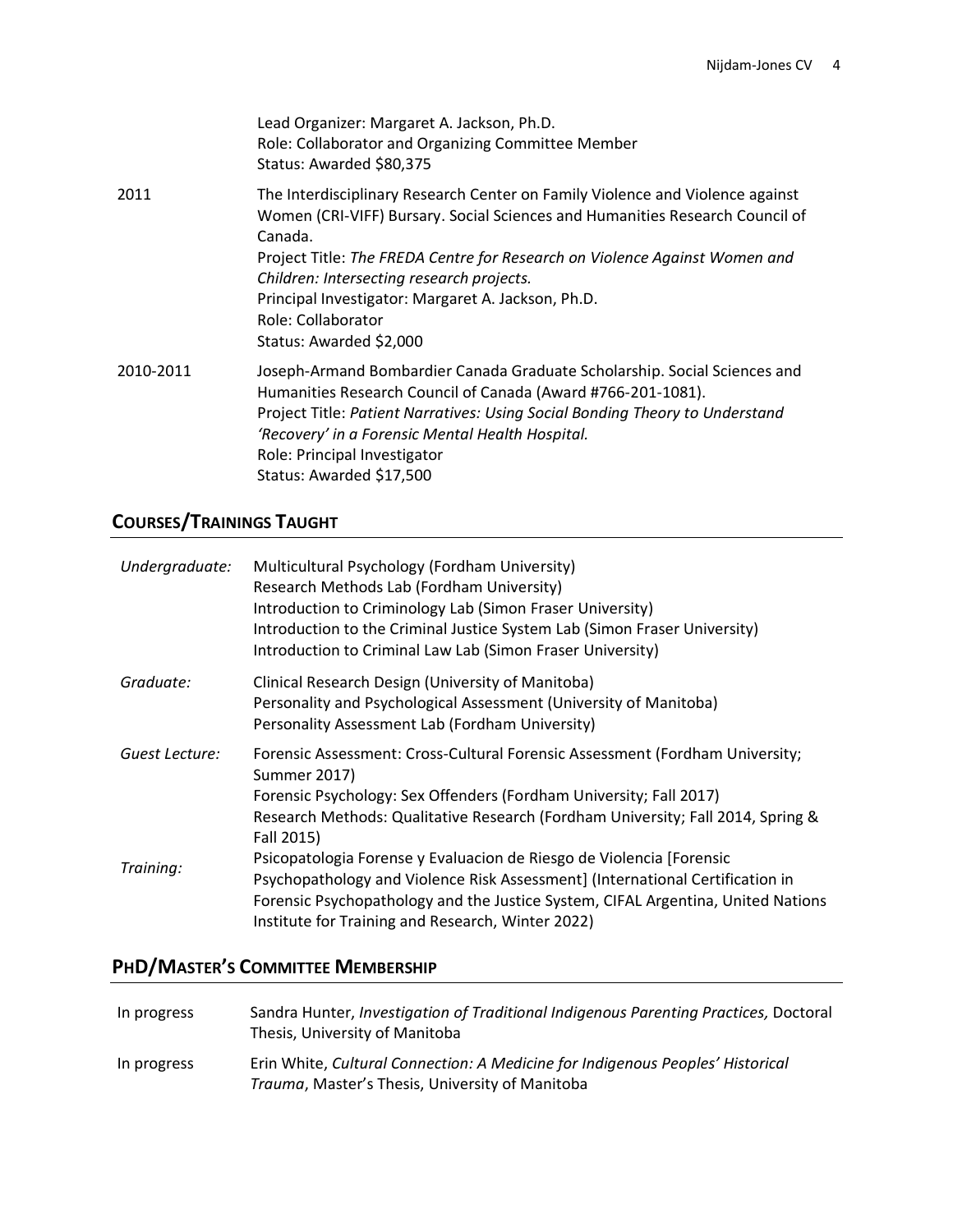Lead Organizer: Margaret A. Jackson, Ph.D.
Role: Collaborator and Organizing Committee Member
Status: Awarded $80,375

2011 — The Interdisciplinary Research Center on Family Violence and Violence against Women (CRI-VIFF) Bursary. Social Sciences and Humanities Research Council of Canada.
Project Title: *The FREDA Centre for Research on Violence Against Women and Children: Intersecting research projects.*
Principal Investigator: Margaret A. Jackson, Ph.D.
Role: Collaborator
Status: Awarded $2,000

2010-2011 — Joseph-Armand Bombardier Canada Graduate Scholarship. Social Sciences and Humanities Research Council of Canada (Award #766-201-1081).
Project Title: *Patient Narratives: Using Social Bonding Theory to Understand 'Recovery' in a Forensic Mental Health Hospital.*
Role: Principal Investigator
Status: Awarded $17,500

## Courses/Trainings Taught

*Undergraduate:*
Multicultural Psychology (Fordham University)
Research Methods Lab (Fordham University)
Introduction to Criminology Lab (Simon Fraser University)
Introduction to the Criminal Justice System Lab (Simon Fraser University)
Introduction to Criminal Law Lab (Simon Fraser University)

*Graduate:*
Clinical Research Design (University of Manitoba)
Personality and Psychological Assessment (University of Manitoba)
Personality Assessment Lab (Fordham University)

*Guest Lecture:*
Forensic Assessment: Cross-Cultural Forensic Assessment (Fordham University; Summer 2017)
Forensic Psychology: Sex Offenders (Fordham University; Fall 2017)
Research Methods: Qualitative Research (Fordham University; Fall 2014, Spring & Fall 2015)

*Training:*
Psicopatologia Forense y Evaluacion de Riesgo de Violencia [Forensic Psychopathology and Violence Risk Assessment] (International Certification in Forensic Psychopathology and the Justice System, CIFAL Argentina, United Nations Institute for Training and Research, Winter 2022)

## PhD/Master's Committee Membership

In progress — Sandra Hunter, *Investigation of Traditional Indigenous Parenting Practices,* Doctoral Thesis, University of Manitoba

In progress — Erin White, *Cultural Connection: A Medicine for Indigenous Peoples' Historical Trauma*, Master's Thesis, University of Manitoba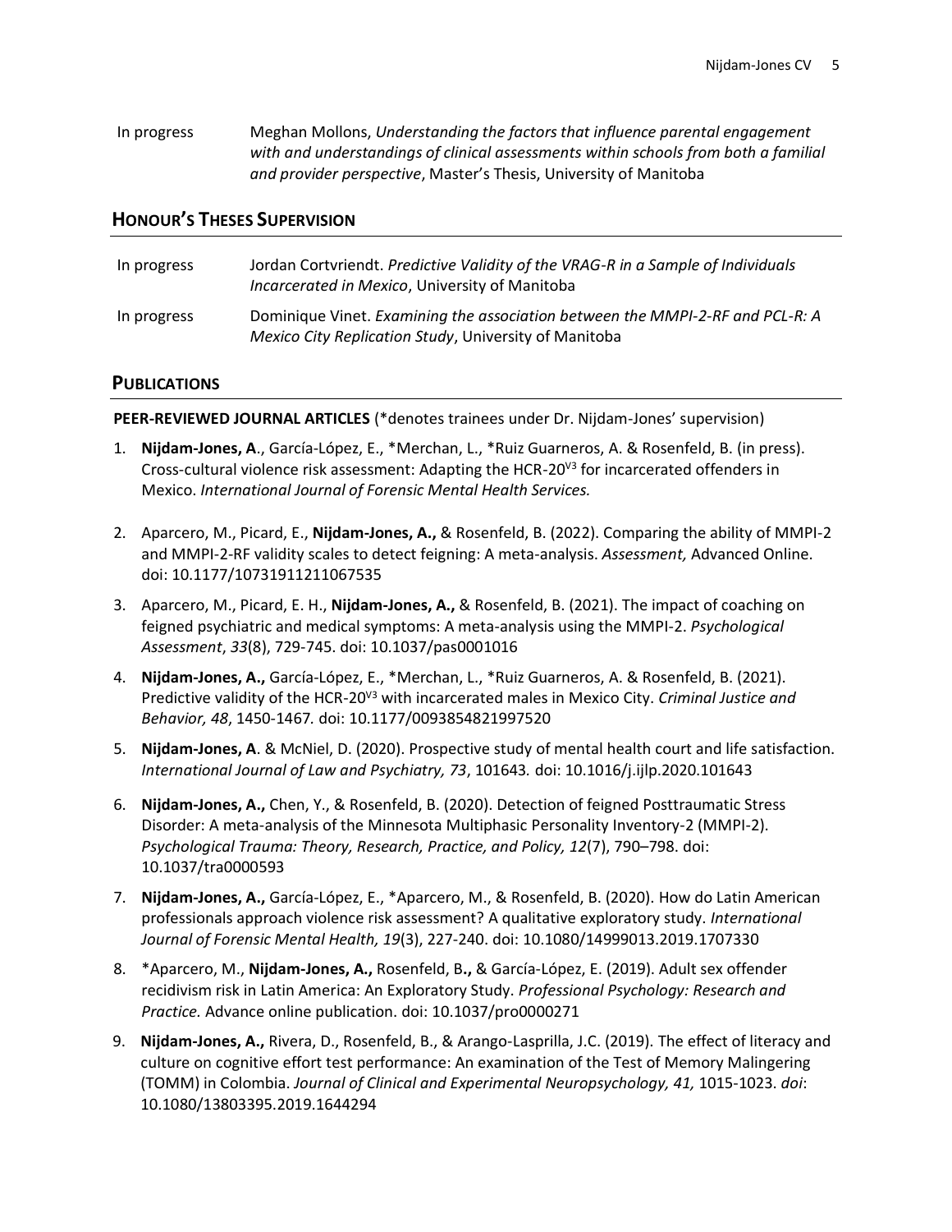| | |
|---|---|
| In progress | Meghan Mollons, *Understanding the factors that influence parental engagement with and understandings of clinical assessments within schools from both a familial and provider perspective*, Master's Thesis, University of Manitoba |

## HONOUR'S THESES SUPERVISION

| | |
|---|---|
| In progress | Jordan Cortvriendt. *Predictive Validity of the VRAG-R in a Sample of Individuals Incarcerated in Mexico*, University of Manitoba |
| In progress | Dominique Vinet. *Examining the association between the MMPI-2-RF and PCL-R: A Mexico City Replication Study*, University of Manitoba |

## PUBLICATIONS

**PEER-REVIEWED JOURNAL ARTICLES** (*denotes trainees under Dr. Nijdam-Jones' supervision)

1. **Nijdam-Jones, A**., García-López, E., *Merchan, L., *Ruiz Guarneros, A. & Rosenfeld, B. (in press). Cross-cultural violence risk assessment: Adapting the HCR-20$^{V3}$ for incarcerated offenders in Mexico. *International Journal of Forensic Mental Health Services.*

2. Aparcero, M., Picard, E., **Nijdam-Jones, A.,** & Rosenfeld, B. (2022). Comparing the ability of MMPI-2 and MMPI-2-RF validity scales to detect feigning: A meta-analysis. *Assessment,* Advanced Online. doi: 10.1177/10731911211067535

3. Aparcero, M., Picard, E. H., **Nijdam-Jones, A.,** & Rosenfeld, B. (2021). The impact of coaching on feigned psychiatric and medical symptoms: A meta-analysis using the MMPI-2. *Psychological Assessment*, *33*(8), 729-745. doi: 10.1037/pas0001016

4. **Nijdam-Jones, A.,** García-López, E., *Merchan, L., *Ruiz Guarneros, A. & Rosenfeld, B. (2021). Predictive validity of the HCR-20$^{V3}$ with incarcerated males in Mexico City. *Criminal Justice and Behavior, 48*, 1450-1467. doi: 10.1177/0093854821997520

5. **Nijdam-Jones, A**. & McNiel, D. (2020). Prospective study of mental health court and life satisfaction. *International Journal of Law and Psychiatry, 73*, 101643. doi: 10.1016/j.ijlp.2020.101643

6. **Nijdam-Jones, A.,** Chen, Y., & Rosenfeld, B. (2020). Detection of feigned Posttraumatic Stress Disorder: A meta-analysis of the Minnesota Multiphasic Personality Inventory-2 (MMPI-2). *Psychological Trauma: Theory, Research, Practice, and Policy, 12*(7), 790–798. doi: 10.1037/tra0000593

7. **Nijdam-Jones, A.,** García-López, E., *Aparcero, M., & Rosenfeld, B. (2020). How do Latin American professionals approach violence risk assessment? A qualitative exploratory study. *International Journal of Forensic Mental Health, 19*(3), 227-240. doi: 10.1080/14999013.2019.1707330

8. *Aparcero, M., **Nijdam-Jones, A.,** Rosenfeld, B**.,** & García-López, E. (2019). Adult sex offender recidivism risk in Latin America: An Exploratory Study. *Professional Psychology: Research and Practice.* Advance online publication. doi: 10.1037/pro0000271

9. **Nijdam-Jones, A.,** Rivera, D., Rosenfeld, B., & Arango-Lasprilla, J.C. (2019). The effect of literacy and culture on cognitive effort test performance: An examination of the Test of Memory Malingering (TOMM) in Colombia. *Journal of Clinical and Experimental Neuropsychology, 41,* 1015-1023. *doi*: 10.1080/13803395.2019.1644294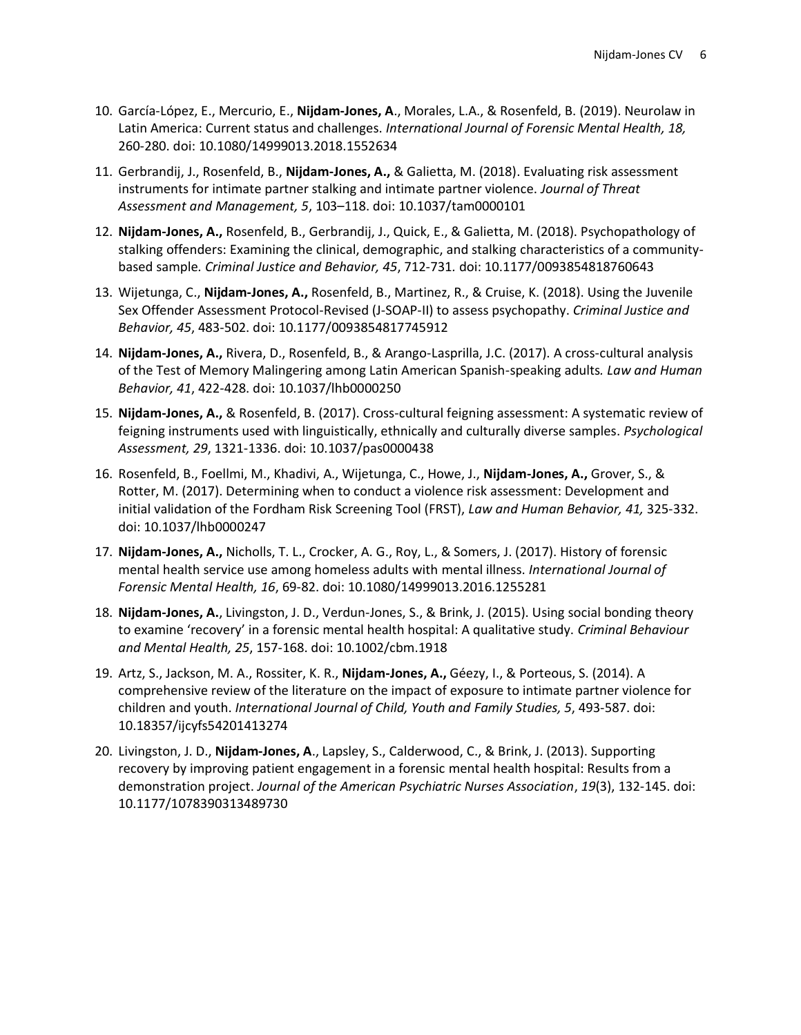10. García-López, E., Mercurio, E., **Nijdam-Jones, A**., Morales, L.A., & Rosenfeld, B. (2019). Neurolaw in Latin America: Current status and challenges. *International Journal of Forensic Mental Health, 18,* 260-280. doi: 10.1080/14999013.2018.1552634

11. Gerbrandij, J., Rosenfeld, B., **Nijdam-Jones, A.,** & Galietta, M. (2018). Evaluating risk assessment instruments for intimate partner stalking and intimate partner violence. *Journal of Threat Assessment and Management, 5*, 103–118. doi: 10.1037/tam0000101

12. **Nijdam-Jones, A.,** Rosenfeld, B., Gerbrandij, J., Quick, E., & Galietta, M. (2018). Psychopathology of stalking offenders: Examining the clinical, demographic, and stalking characteristics of a community-based sample. *Criminal Justice and Behavior, 45*, 712-731. doi: 10.1177/0093854818760643

13. Wijetunga, C., **Nijdam-Jones, A.,** Rosenfeld, B., Martinez, R., & Cruise, K. (2018). Using the Juvenile Sex Offender Assessment Protocol-Revised (J-SOAP-II) to assess psychopathy. *Criminal Justice and Behavior, 45*, 483-502. doi: 10.1177/0093854817745912

14. **Nijdam-Jones, A.,** Rivera, D., Rosenfeld, B., & Arango-Lasprilla, J.C. (2017). A cross-cultural analysis of the Test of Memory Malingering among Latin American Spanish-speaking adults. *Law and Human Behavior, 41*, 422-428. doi: 10.1037/lhb0000250

15. **Nijdam-Jones, A.,** & Rosenfeld, B. (2017). Cross-cultural feigning assessment: A systematic review of feigning instruments used with linguistically, ethnically and culturally diverse samples. *Psychological Assessment, 29*, 1321-1336. doi: 10.1037/pas0000438

16. Rosenfeld, B., Foellmi, M., Khadivi, A., Wijetunga, C., Howe, J., **Nijdam-Jones, A.,** Grover, S., & Rotter, M. (2017). Determining when to conduct a violence risk assessment: Development and initial validation of the Fordham Risk Screening Tool (FRST), *Law and Human Behavior, 41,* 325-332. doi: 10.1037/lhb0000247

17. **Nijdam-Jones, A.,** Nicholls, T. L., Crocker, A. G., Roy, L., & Somers, J. (2017). History of forensic mental health service use among homeless adults with mental illness. *International Journal of Forensic Mental Health, 16*, 69-82. doi: 10.1080/14999013.2016.1255281

18. **Nijdam-Jones, A.**, Livingston, J. D., Verdun-Jones, S., & Brink, J. (2015). Using social bonding theory to examine 'recovery' in a forensic mental health hospital: A qualitative study. *Criminal Behaviour and Mental Health, 25*, 157-168. doi: 10.1002/cbm.1918

19. Artz, S., Jackson, M. A., Rossiter, K. R., **Nijdam-Jones, A.,** Géezy, I., & Porteous, S. (2014). A comprehensive review of the literature on the impact of exposure to intimate partner violence for children and youth. *International Journal of Child, Youth and Family Studies, 5*, 493-587. doi: 10.18357/ijcyfs54201413274

20. Livingston, J. D., **Nijdam-Jones, A**., Lapsley, S., Calderwood, C., & Brink, J. (2013). Supporting recovery by improving patient engagement in a forensic mental health hospital: Results from a demonstration project. *Journal of the American Psychiatric Nurses Association*, *19*(3), 132-145. doi: 10.1177/1078390313489730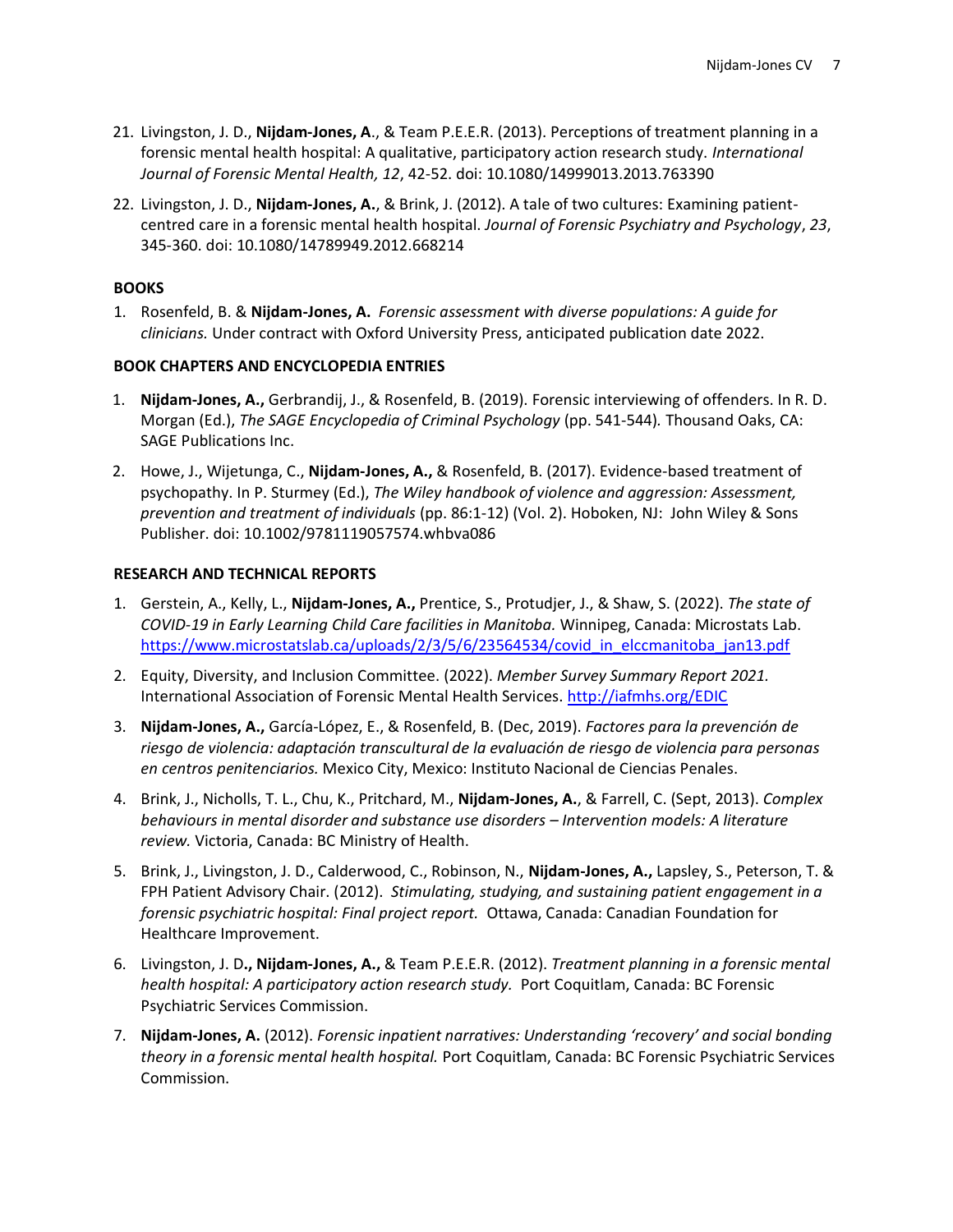21. Livingston, J. D., **Nijdam-Jones, A**., & Team P.E.E.R. (2013). Perceptions of treatment planning in a forensic mental health hospital: A qualitative, participatory action research study. *International Journal of Forensic Mental Health, 12*, 42-52. doi: 10.1080/14999013.2013.763390

22. Livingston, J. D., **Nijdam-Jones, A.**, & Brink, J. (2012). A tale of two cultures: Examining patient-centred care in a forensic mental health hospital. *Journal of Forensic Psychiatry and Psychology*, *23*, 345-360. doi: 10.1080/14789949.2012.668214

**BOOKS**

1. Rosenfeld, B. & **Nijdam-Jones, A.** *Forensic assessment with diverse populations: A guide for clinicians.* Under contract with Oxford University Press, anticipated publication date 2022.

**BOOK CHAPTERS AND ENCYCLOPEDIA ENTRIES**

1. **Nijdam-Jones, A.,** Gerbrandij, J., & Rosenfeld, B. (2019). Forensic interviewing of offenders. In R. D. Morgan (Ed.), *The SAGE Encyclopedia of Criminal Psychology* (pp. 541-544)*.* Thousand Oaks, CA: SAGE Publications Inc.

2. Howe, J., Wijetunga, C., **Nijdam-Jones, A.,** & Rosenfeld, B. (2017). Evidence-based treatment of psychopathy. In P. Sturmey (Ed.), *The Wiley handbook of violence and aggression: Assessment, prevention and treatment of individuals* (pp. 86:1-12) (Vol. 2). Hoboken, NJ: John Wiley & Sons Publisher. doi: 10.1002/9781119057574.whbva086

**RESEARCH AND TECHNICAL REPORTS**

1. Gerstein, A., Kelly, L., **Nijdam-Jones, A.,** Prentice, S., Protudjer, J., & Shaw, S. (2022). *The state of COVID-19 in Early Learning Child Care facilities in Manitoba.* Winnipeg, Canada: Microstats Lab. https://www.microstatslab.ca/uploads/2/3/5/6/23564534/covid_in_elccmanitoba_jan13.pdf

2. Equity, Diversity, and Inclusion Committee. (2022). *Member Survey Summary Report 2021.* International Association of Forensic Mental Health Services. http://iafmhs.org/EDIC

3. **Nijdam-Jones, A.,** García-López, E., & Rosenfeld, B. (Dec, 2019). *Factores para la prevención de riesgo de violencia: adaptación transcultural de la evaluación de riesgo de violencia para personas en centros penitenciarios.* Mexico City, Mexico: Instituto Nacional de Ciencias Penales.

4. Brink, J., Nicholls, T. L., Chu, K., Pritchard, M., **Nijdam-Jones, A.**, & Farrell, C. (Sept, 2013). *Complex behaviours in mental disorder and substance use disorders – Intervention models: A literature review.* Victoria, Canada: BC Ministry of Health.

5. Brink, J., Livingston, J. D., Calderwood, C., Robinson, N., **Nijdam-Jones, A.,** Lapsley, S., Peterson, T. & FPH Patient Advisory Chair. (2012). *Stimulating, studying, and sustaining patient engagement in a forensic psychiatric hospital: Final project report.* Ottawa, Canada: Canadian Foundation for Healthcare Improvement.

6. Livingston, J. D**., Nijdam-Jones, A.,** & Team P.E.E.R. (2012). *Treatment planning in a forensic mental health hospital: A participatory action research study.* Port Coquitlam, Canada: BC Forensic Psychiatric Services Commission.

7. **Nijdam-Jones, A.** (2012). *Forensic inpatient narratives: Understanding 'recovery' and social bonding theory in a forensic mental health hospital.* Port Coquitlam, Canada: BC Forensic Psychiatric Services Commission.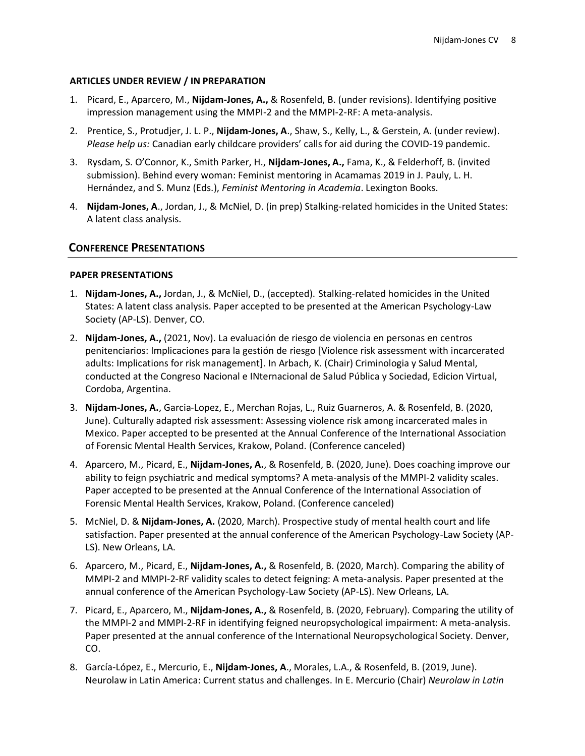#### ARTICLES UNDER REVIEW / IN PREPARATION

1. Picard, E., Aparcero, M., **Nijdam-Jones, A.,** & Rosenfeld, B. (under revisions). Identifying positive impression management using the MMPI-2 and the MMPI-2-RF: A meta-analysis.
2. Prentice, S., Protudjer, J. L. P., **Nijdam-Jones, A**., Shaw, S., Kelly, L., & Gerstein, A. (under review). *Please help us:* Canadian early childcare providers' calls for aid during the COVID-19 pandemic.
3. Rysdam, S. O'Connor, K., Smith Parker, H., **Nijdam-Jones, A.,** Fama, K., & Felderhoff, B. (invited submission). Behind every woman: Feminist mentoring in Acamamas 2019 in J. Pauly, L. H. Hernández, and S. Munz (Eds.), *Feminist Mentoring in Academia*. Lexington Books.
4. **Nijdam-Jones, A**., Jordan, J., & McNiel, D. (in prep) Stalking-related homicides in the United States: A latent class analysis.

## CONFERENCE PRESENTATIONS

#### PAPER PRESENTATIONS

1. **Nijdam-Jones, A.,** Jordan, J., & McNiel, D., (accepted). Stalking-related homicides in the United States: A latent class analysis. Paper accepted to be presented at the American Psychology-Law Society (AP-LS). Denver, CO.
2. **Nijdam-Jones, A.,** (2021, Nov). La evaluación de riesgo de violencia en personas en centros penitenciarios: Implicaciones para la gestión de riesgo [Violence risk assessment with incarcerated adults: Implications for risk management]. In Arbach, K. (Chair) Criminologia y Salud Mental, conducted at the Congreso Nacional e INternacional de Salud Pública y Sociedad, Edicion Virtual, Cordoba, Argentina.
3. **Nijdam-Jones, A.**, Garcia-Lopez, E., Merchan Rojas, L., Ruiz Guarneros, A. & Rosenfeld, B. (2020, June). Culturally adapted risk assessment: Assessing violence risk among incarcerated males in Mexico. Paper accepted to be presented at the Annual Conference of the International Association of Forensic Mental Health Services, Krakow, Poland. (Conference canceled)
4. Aparcero, M., Picard, E., **Nijdam-Jones, A.**, & Rosenfeld, B. (2020, June). Does coaching improve our ability to feign psychiatric and medical symptoms? A meta-analysis of the MMPI-2 validity scales. Paper accepted to be presented at the Annual Conference of the International Association of Forensic Mental Health Services, Krakow, Poland. (Conference canceled)
5. McNiel, D. & **Nijdam-Jones, A.** (2020, March). Prospective study of mental health court and life satisfaction. Paper presented at the annual conference of the American Psychology-Law Society (AP-LS). New Orleans, LA.
6. Aparcero, M., Picard, E., **Nijdam-Jones, A.,** & Rosenfeld, B. (2020, March). Comparing the ability of MMPI-2 and MMPI-2-RF validity scales to detect feigning: A meta-analysis. Paper presented at the annual conference of the American Psychology-Law Society (AP-LS). New Orleans, LA.
7. Picard, E., Aparcero, M., **Nijdam-Jones, A.,** & Rosenfeld, B. (2020, February). Comparing the utility of the MMPI-2 and MMPI-2-RF in identifying feigned neuropsychological impairment: A meta-analysis. Paper presented at the annual conference of the International Neuropsychological Society. Denver, CO.
8. García-López, E., Mercurio, E., **Nijdam-Jones, A**., Morales, L.A., & Rosenfeld, B. (2019, June). Neurolaw in Latin America: Current status and challenges. In E. Mercurio (Chair) *Neurolaw in Latin*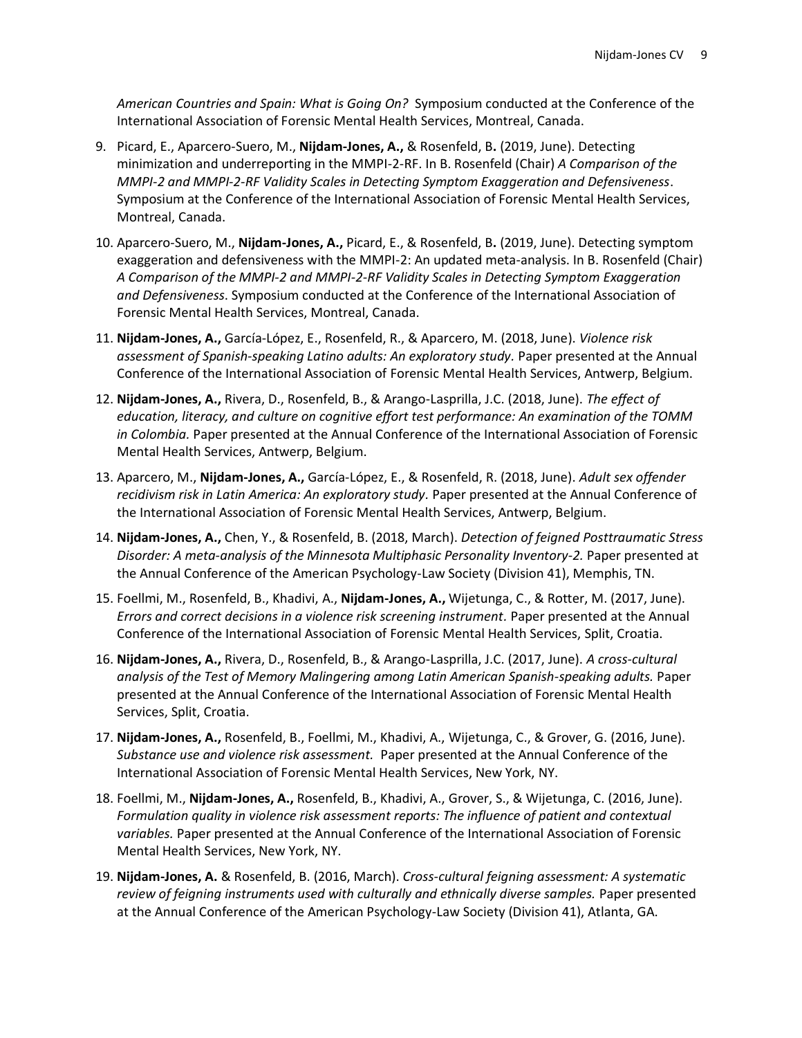*American Countries and Spain: What is Going On?* Symposium conducted at the Conference of the International Association of Forensic Mental Health Services, Montreal, Canada.

9. Picard, E., Aparcero-Suero, M., **Nijdam-Jones, A.,** & Rosenfeld, B**.** (2019, June). Detecting minimization and underreporting in the MMPI-2-RF. In B. Rosenfeld (Chair) *A Comparison of the MMPI-2 and MMPI-2-RF Validity Scales in Detecting Symptom Exaggeration and Defensiveness*. Symposium at the Conference of the International Association of Forensic Mental Health Services, Montreal, Canada.

10. Aparcero-Suero, M., **Nijdam-Jones, A.,** Picard, E., & Rosenfeld, B**.** (2019, June). Detecting symptom exaggeration and defensiveness with the MMPI-2: An updated meta-analysis. In B. Rosenfeld (Chair) *A Comparison of the MMPI-2 and MMPI-2-RF Validity Scales in Detecting Symptom Exaggeration and Defensiveness*. Symposium conducted at the Conference of the International Association of Forensic Mental Health Services, Montreal, Canada.

11. **Nijdam-Jones, A.,** García-López, E., Rosenfeld, R., & Aparcero, M. (2018, June). *Violence risk assessment of Spanish-speaking Latino adults: An exploratory study.* Paper presented at the Annual Conference of the International Association of Forensic Mental Health Services, Antwerp, Belgium.

12. **Nijdam-Jones, A.,** Rivera, D., Rosenfeld, B., & Arango-Lasprilla, J.C. (2018, June). *The effect of education, literacy, and culture on cognitive effort test performance: An examination of the TOMM in Colombia.* Paper presented at the Annual Conference of the International Association of Forensic Mental Health Services, Antwerp, Belgium.

13. Aparcero, M., **Nijdam-Jones, A.,** García-López, E., & Rosenfeld, R. (2018, June). *Adult sex offender recidivism risk in Latin America: An exploratory study.* Paper presented at the Annual Conference of the International Association of Forensic Mental Health Services, Antwerp, Belgium.

14. **Nijdam-Jones, A.,** Chen, Y., & Rosenfeld, B. (2018, March). *Detection of feigned Posttraumatic Stress Disorder: A meta-analysis of the Minnesota Multiphasic Personality Inventory-2.* Paper presented at the Annual Conference of the American Psychology-Law Society (Division 41), Memphis, TN.

15. Foellmi, M., Rosenfeld, B., Khadivi, A., **Nijdam-Jones, A.,** Wijetunga, C., & Rotter, M. (2017, June). *Errors and correct decisions in a violence risk screening instrument.* Paper presented at the Annual Conference of the International Association of Forensic Mental Health Services, Split, Croatia.

16. **Nijdam-Jones, A.,** Rivera, D., Rosenfeld, B., & Arango-Lasprilla, J.C. (2017, June). *A cross-cultural analysis of the Test of Memory Malingering among Latin American Spanish-speaking adults.* Paper presented at the Annual Conference of the International Association of Forensic Mental Health Services, Split, Croatia.

17. **Nijdam-Jones, A.,** Rosenfeld, B., Foellmi, M., Khadivi, A., Wijetunga, C., & Grover, G. (2016, June). *Substance use and violence risk assessment.* Paper presented at the Annual Conference of the International Association of Forensic Mental Health Services, New York, NY.

18. Foellmi, M., **Nijdam-Jones, A.,** Rosenfeld, B., Khadivi, A., Grover, S., & Wijetunga, C. (2016, June). *Formulation quality in violence risk assessment reports: The influence of patient and contextual variables.* Paper presented at the Annual Conference of the International Association of Forensic Mental Health Services, New York, NY.

19. **Nijdam-Jones, A.** & Rosenfeld, B. (2016, March). *Cross-cultural feigning assessment: A systematic review of feigning instruments used with culturally and ethnically diverse samples.* Paper presented at the Annual Conference of the American Psychology-Law Society (Division 41), Atlanta, GA.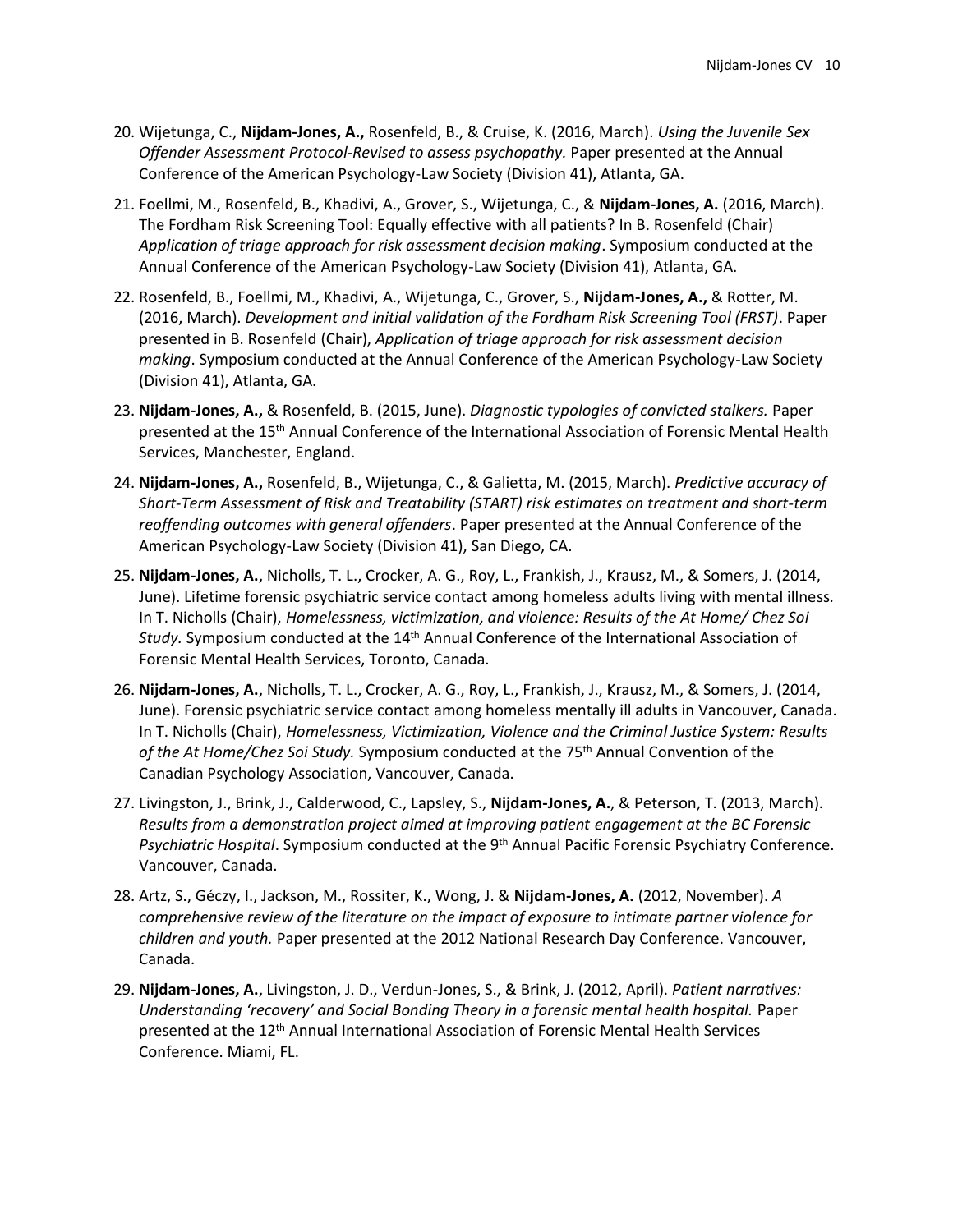20. Wijetunga, C., **Nijdam-Jones, A.,** Rosenfeld, B., & Cruise, K. (2016, March). *Using the Juvenile Sex Offender Assessment Protocol-Revised to assess psychopathy.* Paper presented at the Annual Conference of the American Psychology-Law Society (Division 41), Atlanta, GA.

21. Foellmi, M., Rosenfeld, B., Khadivi, A., Grover, S., Wijetunga, C., & **Nijdam-Jones, A.** (2016, March). The Fordham Risk Screening Tool: Equally effective with all patients? In B. Rosenfeld (Chair) *Application of triage approach for risk assessment decision making*. Symposium conducted at the Annual Conference of the American Psychology-Law Society (Division 41), Atlanta, GA.

22. Rosenfeld, B., Foellmi, M., Khadivi, A., Wijetunga, C., Grover, S., **Nijdam-Jones, A.,** & Rotter, M. (2016, March). *Development and initial validation of the Fordham Risk Screening Tool (FRST)*. Paper presented in B. Rosenfeld (Chair), *Application of triage approach for risk assessment decision making*. Symposium conducted at the Annual Conference of the American Psychology-Law Society (Division 41), Atlanta, GA.

23. **Nijdam-Jones, A.,** & Rosenfeld, B. (2015, June). *Diagnostic typologies of convicted stalkers.* Paper presented at the 15th Annual Conference of the International Association of Forensic Mental Health Services, Manchester, England.

24. **Nijdam-Jones, A.,** Rosenfeld, B., Wijetunga, C., & Galietta, M. (2015, March). *Predictive accuracy of Short-Term Assessment of Risk and Treatability (START) risk estimates on treatment and short-term reoffending outcomes with general offenders*. Paper presented at the Annual Conference of the American Psychology-Law Society (Division 41), San Diego, CA.

25. **Nijdam-Jones, A.**, Nicholls, T. L., Crocker, A. G., Roy, L., Frankish, J., Krausz, M., & Somers, J. (2014, June). Lifetime forensic psychiatric service contact among homeless adults living with mental illness. In T. Nicholls (Chair), *Homelessness, victimization, and violence: Results of the At Home/ Chez Soi Study.* Symposium conducted at the 14th Annual Conference of the International Association of Forensic Mental Health Services, Toronto, Canada.

26. **Nijdam-Jones, A.**, Nicholls, T. L., Crocker, A. G., Roy, L., Frankish, J., Krausz, M., & Somers, J. (2014, June). Forensic psychiatric service contact among homeless mentally ill adults in Vancouver, Canada. In T. Nicholls (Chair), *Homelessness, Victimization, Violence and the Criminal Justice System: Results of the At Home/Chez Soi Study.* Symposium conducted at the 75th Annual Convention of the Canadian Psychology Association, Vancouver, Canada.

27. Livingston, J., Brink, J., Calderwood, C., Lapsley, S., **Nijdam-Jones, A.**, & Peterson, T. (2013, March). *Results from a demonstration project aimed at improving patient engagement at the BC Forensic Psychiatric Hospital*. Symposium conducted at the 9th Annual Pacific Forensic Psychiatry Conference. Vancouver, Canada.

28. Artz, S., Géczy, I., Jackson, M., Rossiter, K., Wong, J. & **Nijdam-Jones, A.** (2012, November). *A comprehensive review of the literature on the impact of exposure to intimate partner violence for children and youth.* Paper presented at the 2012 National Research Day Conference. Vancouver, Canada.

29. **Nijdam-Jones, A.**, Livingston, J. D., Verdun-Jones, S., & Brink, J. (2012, April). *Patient narratives: Understanding 'recovery' and Social Bonding Theory in a forensic mental health hospital.* Paper presented at the 12th Annual International Association of Forensic Mental Health Services Conference. Miami, FL.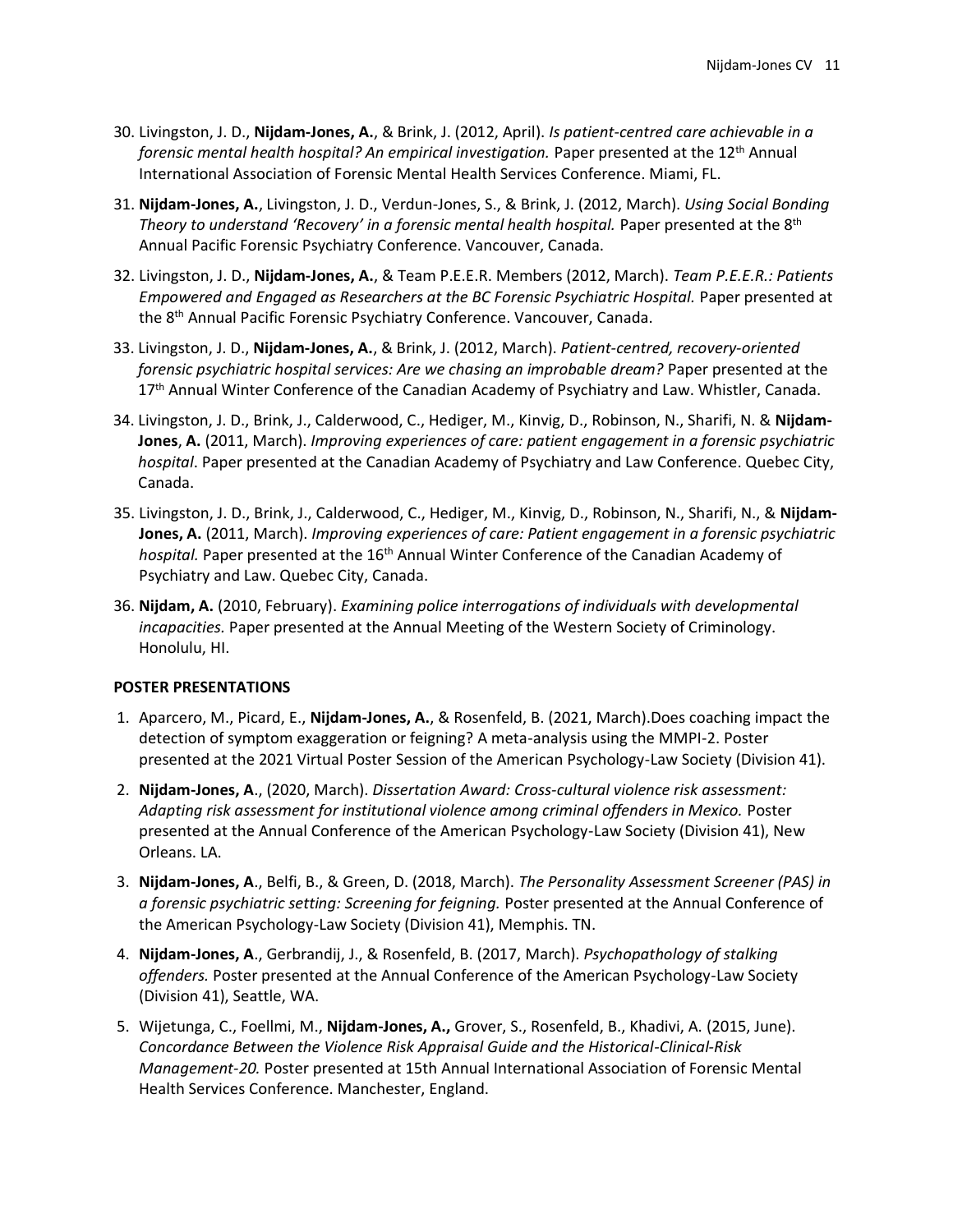30. Livingston, J. D., **Nijdam-Jones, A.**, & Brink, J. (2012, April). *Is patient-centred care achievable in a forensic mental health hospital? An empirical investigation.* Paper presented at the 12th Annual International Association of Forensic Mental Health Services Conference. Miami, FL.

31. **Nijdam-Jones, A.**, Livingston, J. D., Verdun-Jones, S., & Brink, J. (2012, March). *Using Social Bonding Theory to understand 'Recovery' in a forensic mental health hospital.* Paper presented at the 8th Annual Pacific Forensic Psychiatry Conference. Vancouver, Canada.

32. Livingston, J. D., **Nijdam-Jones, A.**, & Team P.E.E.R. Members (2012, March). *Team P.E.E.R.: Patients Empowered and Engaged as Researchers at the BC Forensic Psychiatric Hospital.* Paper presented at the 8th Annual Pacific Forensic Psychiatry Conference. Vancouver, Canada.

33. Livingston, J. D., **Nijdam-Jones, A.**, & Brink, J. (2012, March). *Patient-centred, recovery-oriented forensic psychiatric hospital services: Are we chasing an improbable dream?* Paper presented at the 17th Annual Winter Conference of the Canadian Academy of Psychiatry and Law. Whistler, Canada.

34. Livingston, J. D., Brink, J., Calderwood, C., Hediger, M., Kinvig, D., Robinson, N., Sharifi, N. & **Nijdam-Jones**, **A.** (2011, March). *Improving experiences of care: patient engagement in a forensic psychiatric hospital*. Paper presented at the Canadian Academy of Psychiatry and Law Conference. Quebec City, Canada.

35. Livingston, J. D., Brink, J., Calderwood, C., Hediger, M., Kinvig, D., Robinson, N., Sharifi, N., & **Nijdam-Jones, A.** (2011, March). *Improving experiences of care: Patient engagement in a forensic psychiatric hospital.* Paper presented at the 16th Annual Winter Conference of the Canadian Academy of Psychiatry and Law. Quebec City, Canada.

36. **Nijdam, A.** (2010, February). *Examining police interrogations of individuals with developmental incapacities.* Paper presented at the Annual Meeting of the Western Society of Criminology. Honolulu, HI.

**POSTER PRESENTATIONS**

1. Aparcero, M., Picard, E., **Nijdam-Jones, A.**, & Rosenfeld, B. (2021, March).Does coaching impact the detection of symptom exaggeration or feigning? A meta-analysis using the MMPI-2. Poster presented at the 2021 Virtual Poster Session of the American Psychology-Law Society (Division 41).

2. **Nijdam-Jones, A**., (2020, March). *Dissertation Award: Cross-cultural violence risk assessment: Adapting risk assessment for institutional violence among criminal offenders in Mexico.* Poster presented at the Annual Conference of the American Psychology-Law Society (Division 41), New Orleans. LA.

3. **Nijdam-Jones, A**., Belfi, B., & Green, D. (2018, March). *The Personality Assessment Screener (PAS) in a forensic psychiatric setting: Screening for feigning.* Poster presented at the Annual Conference of the American Psychology-Law Society (Division 41), Memphis. TN.

4. **Nijdam-Jones, A**., Gerbrandij, J., & Rosenfeld, B. (2017, March). *Psychopathology of stalking offenders.* Poster presented at the Annual Conference of the American Psychology-Law Society (Division 41), Seattle, WA.

5. Wijetunga, C., Foellmi, M., **Nijdam-Jones, A.,** Grover, S., Rosenfeld, B., Khadivi, A. (2015, June). *Concordance Between the Violence Risk Appraisal Guide and the Historical-Clinical-Risk Management-20.* Poster presented at 15th Annual International Association of Forensic Mental Health Services Conference. Manchester, England.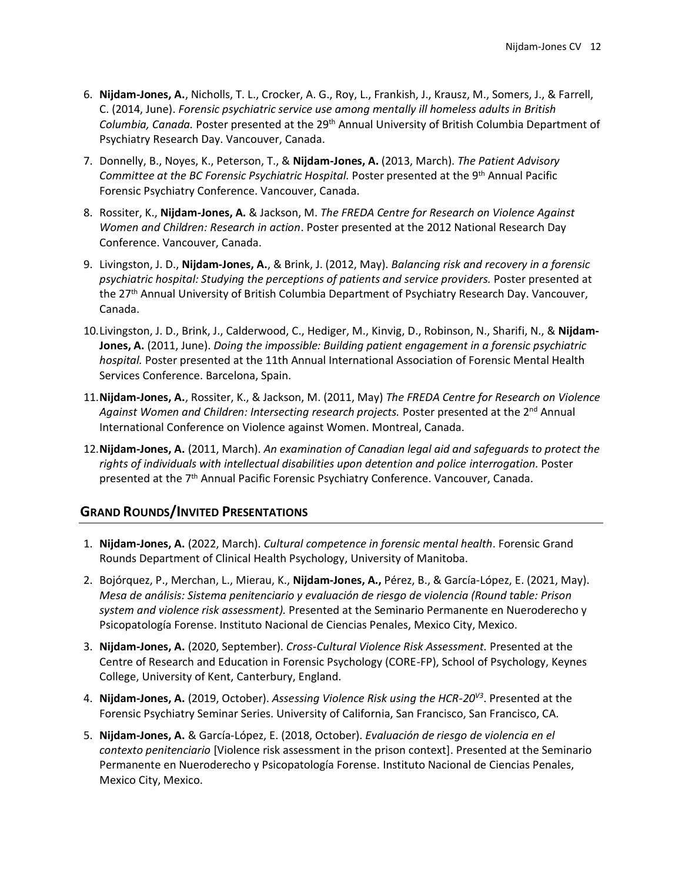6. **Nijdam-Jones, A.**, Nicholls, T. L., Crocker, A. G., Roy, L., Frankish, J., Krausz, M., Somers, J., & Farrell, C. (2014, June). *Forensic psychiatric service use among mentally ill homeless adults in British Columbia, Canada.* Poster presented at the 29th Annual University of British Columbia Department of Psychiatry Research Day. Vancouver, Canada.
7. Donnelly, B., Noyes, K., Peterson, T., & **Nijdam-Jones, A.** (2013, March). *The Patient Advisory Committee at the BC Forensic Psychiatric Hospital.* Poster presented at the 9th Annual Pacific Forensic Psychiatry Conference. Vancouver, Canada.
8. Rossiter, K., **Nijdam-Jones, A.** & Jackson, M. *The FREDA Centre for Research on Violence Against Women and Children: Research in action*. Poster presented at the 2012 National Research Day Conference. Vancouver, Canada.
9. Livingston, J. D., **Nijdam-Jones, A.**, & Brink, J. (2012, May). *Balancing risk and recovery in a forensic psychiatric hospital: Studying the perceptions of patients and service providers.* Poster presented at the 27th Annual University of British Columbia Department of Psychiatry Research Day. Vancouver, Canada.
10. Livingston, J. D., Brink, J., Calderwood, C., Hediger, M., Kinvig, D., Robinson, N., Sharifi, N., & **Nijdam-Jones, A.** (2011, June). *Doing the impossible: Building patient engagement in a forensic psychiatric hospital.* Poster presented at the 11th Annual International Association of Forensic Mental Health Services Conference. Barcelona, Spain.
11. **Nijdam-Jones, A.**, Rossiter, K., & Jackson, M. (2011, May) *The FREDA Centre for Research on Violence Against Women and Children: Intersecting research projects.* Poster presented at the 2nd Annual International Conference on Violence against Women. Montreal, Canada.
12. **Nijdam-Jones, A.** (2011, March). *An examination of Canadian legal aid and safeguards to protect the rights of individuals with intellectual disabilities upon detention and police interrogation.* Poster presented at the 7th Annual Pacific Forensic Psychiatry Conference. Vancouver, Canada.

## Grand Rounds/Invited Presentations

1. **Nijdam-Jones, A.** (2022, March). *Cultural competence in forensic mental health*. Forensic Grand Rounds Department of Clinical Health Psychology, University of Manitoba.
2. Bojórquez, P., Merchan, L., Mierau, K., **Nijdam-Jones, A.,** Pérez, B., & García-López, E. (2021, May). *Mesa de análisis: Sistema penitenciario y evaluación de riesgo de violencia (Round table: Prison system and violence risk assessment).* Presented at the Seminario Permanente en Nuerodercho y Psicopatología Forense. Instituto Nacional de Ciencias Penales, Mexico City, Mexico.
3. **Nijdam-Jones, A.** (2020, September). *Cross-Cultural Violence Risk Assessment.* Presented at the Centre of Research and Education in Forensic Psychology (CORE-FP), School of Psychology, Keynes College, University of Kent, Canterbury, England.
4. **Nijdam-Jones, A.** (2019, October). *Assessing Violence Risk using the HCR-20$^{V3}$*. Presented at the Forensic Psychiatry Seminar Series. University of California, San Francisco, San Francisco, CA.
5. **Nijdam-Jones, A.** & García-López, E. (2018, October). *Evaluación de riesgo de violencia en el contexto penitenciario* [Violence risk assessment in the prison context]. Presented at the Seminario Permanente en Nuerodercho y Psicopatología Forense. Instituto Nacional de Ciencias Penales, Mexico City, Mexico.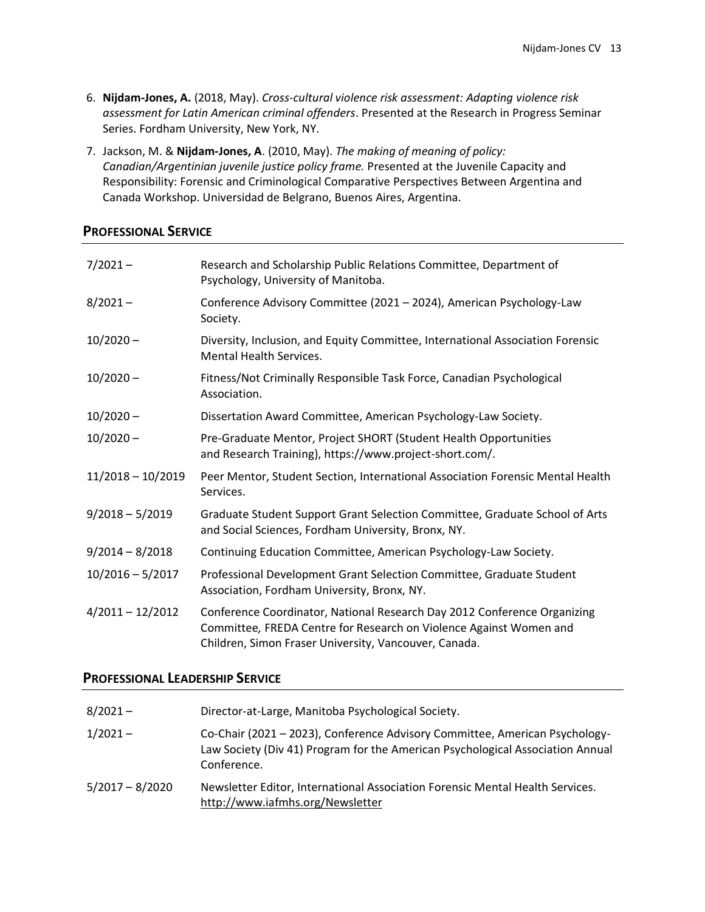6. **Nijdam-Jones, A.** (2018, May). *Cross-cultural violence risk assessment: Adapting violence risk assessment for Latin American criminal offenders*. Presented at the Research in Progress Seminar Series. Fordham University, New York, NY.

7. Jackson, M. & **Nijdam-Jones, A**. (2010, May). *The making of meaning of policy: Canadian/Argentinian juvenile justice policy frame.* Presented at the Juvenile Capacity and Responsibility: Forensic and Criminological Comparative Perspectives Between Argentina and Canada Workshop. Universidad de Belgrano, Buenos Aires, Argentina.

## PROFESSIONAL SERVICE

| | |
|---|---|
| 7/2021 – | Research and Scholarship Public Relations Committee, Department of Psychology, University of Manitoba. |
| 8/2021 – | Conference Advisory Committee (2021 – 2024), American Psychology-Law Society. |
| 10/2020 – | Diversity, Inclusion, and Equity Committee, International Association Forensic Mental Health Services. |
| 10/2020 – | Fitness/Not Criminally Responsible Task Force, Canadian Psychological Association. |
| 10/2020 – | Dissertation Award Committee, American Psychology-Law Society. |
| 10/2020 – | Pre-Graduate Mentor, Project SHORT (Student Health Opportunities and Research Training), https://www.project-short.com/. |
| 11/2018 – 10/2019 | Peer Mentor, Student Section, International Association Forensic Mental Health Services. |
| 9/2018 – 5/2019 | Graduate Student Support Grant Selection Committee, Graduate School of Arts and Social Sciences, Fordham University, Bronx, NY. |
| 9/2014 – 8/2018 | Continuing Education Committee, American Psychology-Law Society. |
| 10/2016 – 5/2017 | Professional Development Grant Selection Committee, Graduate Student Association, Fordham University, Bronx, NY. |
| 4/2011 – 12/2012 | Conference Coordinator, National Research Day 2012 Conference Organizing Committee*,* FREDA Centre for Research on Violence Against Women and Children, Simon Fraser University, Vancouver, Canada. |

## PROFESSIONAL LEADERSHIP SERVICE

| | |
|---|---|
| 8/2021 – | Director-at-Large, Manitoba Psychological Society. |
| 1/2021 – | Co-Chair (2021 – 2023), Conference Advisory Committee, American Psychology-Law Society (Div 41) Program for the American Psychological Association Annual Conference. |
| 5/2017 – 8/2020 | Newsletter Editor, International Association Forensic Mental Health Services. http://www.iafmhs.org/Newsletter |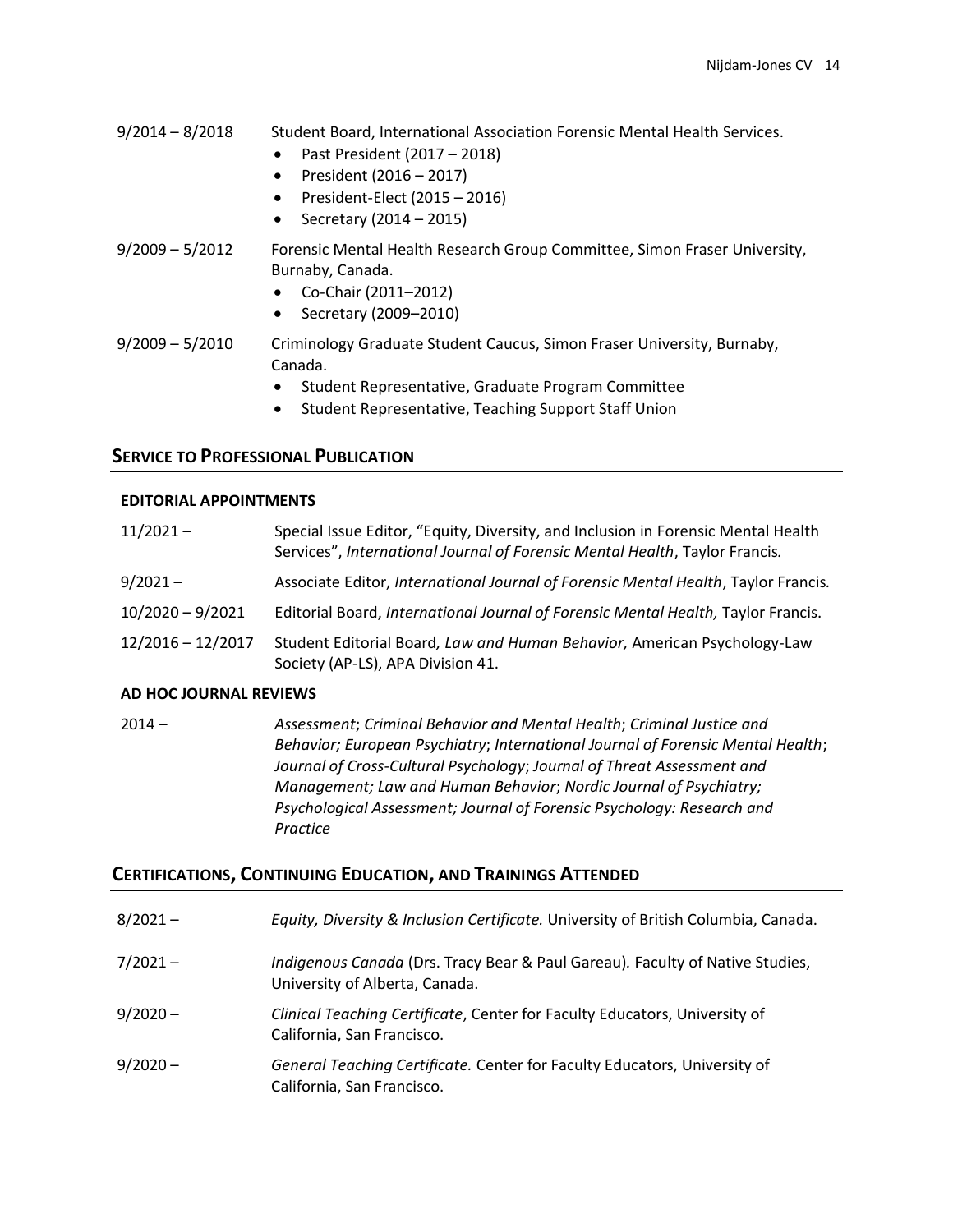9/2014 – 8/2018 Student Board, International Association Forensic Mental Health Services.

- Past President (2017 – 2018)
- President (2016 – 2017)
- President-Elect (2015 – 2016)
- Secretary (2014 – 2015)

9/2009 – 5/2012 Forensic Mental Health Research Group Committee, Simon Fraser University, Burnaby, Canada.

- Co-Chair (2011–2012)
- Secretary (2009–2010)

9/2009 – 5/2010 Criminology Graduate Student Caucus, Simon Fraser University, Burnaby, Canada.

- Student Representative, Graduate Program Committee
- Student Representative, Teaching Support Staff Union

## SERVICE TO PROFESSIONAL PUBLICATION

### EDITORIAL APPOINTMENTS

11/2021 – Special Issue Editor, "Equity, Diversity, and Inclusion in Forensic Mental Health Services", *International Journal of Forensic Mental Health*, Taylor Francis.

9/2021 – Associate Editor, *International Journal of Forensic Mental Health*, Taylor Francis.

10/2020 – 9/2021 Editorial Board, *International Journal of Forensic Mental Health,* Taylor Francis.

12/2016 – 12/2017 Student Editorial Board*, Law and Human Behavior,* American Psychology-Law Society (AP-LS), APA Division 41.

### AD HOC JOURNAL REVIEWS

2014 – *Assessment*; *Criminal Behavior and Mental Health*; *Criminal Justice and Behavior; European Psychiatry*; *International Journal of Forensic Mental Health*; *Journal of Cross-Cultural Psychology*; *Journal of Threat Assessment and Management; Law and Human Behavior*; *Nordic Journal of Psychiatry; Psychological Assessment; Journal of Forensic Psychology: Research and Practice*

## CERTIFICATIONS, CONTINUING EDUCATION, AND TRAININGS ATTENDED

8/2021 – *Equity, Diversity & Inclusion Certificate.* University of British Columbia, Canada.

7/2021 – *Indigenous Canada* (Drs. Tracy Bear & Paul Gareau)*.* Faculty of Native Studies, University of Alberta, Canada.

9/2020 – *Clinical Teaching Certificate*, Center for Faculty Educators, University of California, San Francisco.

9/2020 – *General Teaching Certificate.* Center for Faculty Educators, University of California, San Francisco.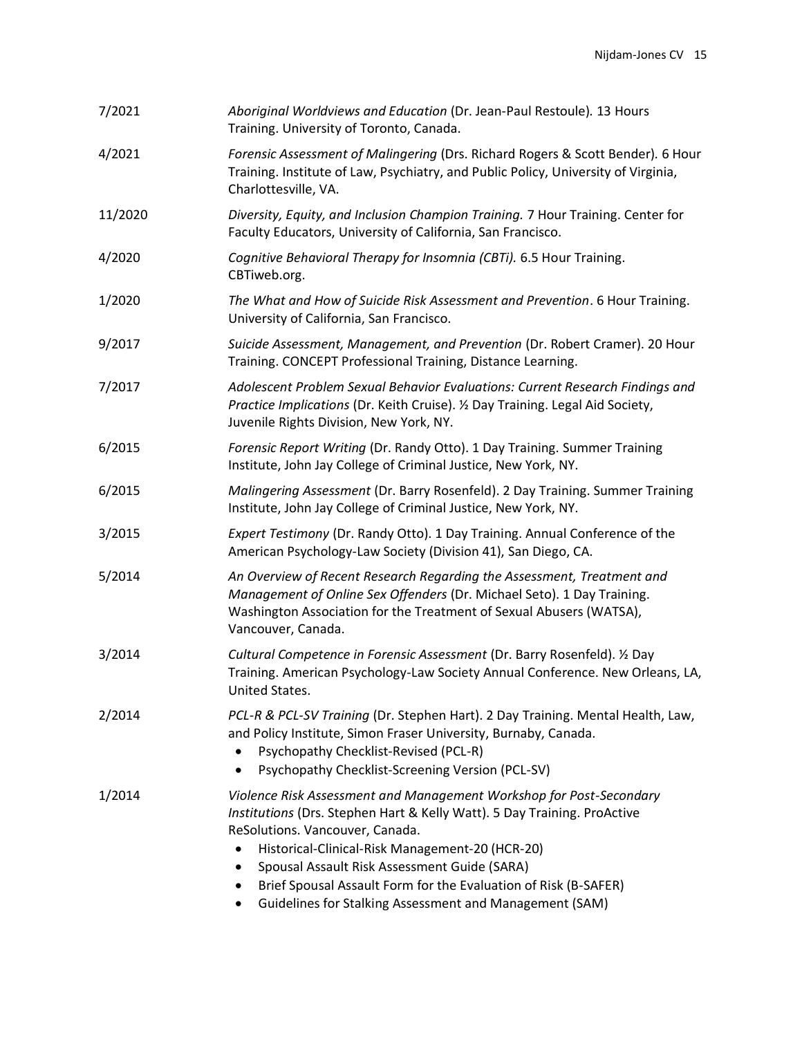7/2021 *Aboriginal Worldviews and Education* (Dr. Jean-Paul Restoule). 13 Hours Training. University of Toronto, Canada.

4/2021 *Forensic Assessment of Malingering* (Drs. Richard Rogers & Scott Bender). 6 Hour Training. Institute of Law, Psychiatry, and Public Policy, University of Virginia, Charlottesville, VA.

11/2020 *Diversity, Equity, and Inclusion Champion Training.* 7 Hour Training. Center for Faculty Educators, University of California, San Francisco.

4/2020 *Cognitive Behavioral Therapy for Insomnia (CBTi).* 6.5 Hour Training. CBTiweb.org.

1/2020 *The What and How of Suicide Risk Assessment and Prevention*. 6 Hour Training. University of California, San Francisco.

9/2017 *Suicide Assessment, Management, and Prevention* (Dr. Robert Cramer). 20 Hour Training. CONCEPT Professional Training, Distance Learning.

7/2017 *Adolescent Problem Sexual Behavior Evaluations: Current Research Findings and Practice Implications* (Dr. Keith Cruise). ½ Day Training. Legal Aid Society, Juvenile Rights Division, New York, NY.

6/2015 *Forensic Report Writing* (Dr. Randy Otto). 1 Day Training. Summer Training Institute, John Jay College of Criminal Justice, New York, NY.

6/2015 *Malingering Assessment* (Dr. Barry Rosenfeld). 2 Day Training. Summer Training Institute, John Jay College of Criminal Justice, New York, NY.

3/2015 *Expert Testimony* (Dr. Randy Otto). 1 Day Training. Annual Conference of the American Psychology-Law Society (Division 41), San Diego, CA.

5/2014 *An Overview of Recent Research Regarding the Assessment, Treatment and Management of Online Sex Offenders* (Dr. Michael Seto). 1 Day Training. Washington Association for the Treatment of Sexual Abusers (WATSA), Vancouver, Canada.

3/2014 *Cultural Competence in Forensic Assessment* (Dr. Barry Rosenfeld). ½ Day Training. American Psychology-Law Society Annual Conference. New Orleans, LA, United States.

2/2014 *PCL-R & PCL-SV Training* (Dr. Stephen Hart). 2 Day Training. Mental Health, Law, and Policy Institute, Simon Fraser University, Burnaby, Canada.

- Psychopathy Checklist-Revised (PCL-R)
- Psychopathy Checklist-Screening Version (PCL-SV)

1/2014 *Violence Risk Assessment and Management Workshop for Post-Secondary Institutions* (Drs. Stephen Hart & Kelly Watt). 5 Day Training. ProActive ReSolutions. Vancouver, Canada.

- Historical-Clinical-Risk Management-20 (HCR-20)
- Spousal Assault Risk Assessment Guide (SARA)
- Brief Spousal Assault Form for the Evaluation of Risk (B-SAFER)
- Guidelines for Stalking Assessment and Management (SAM)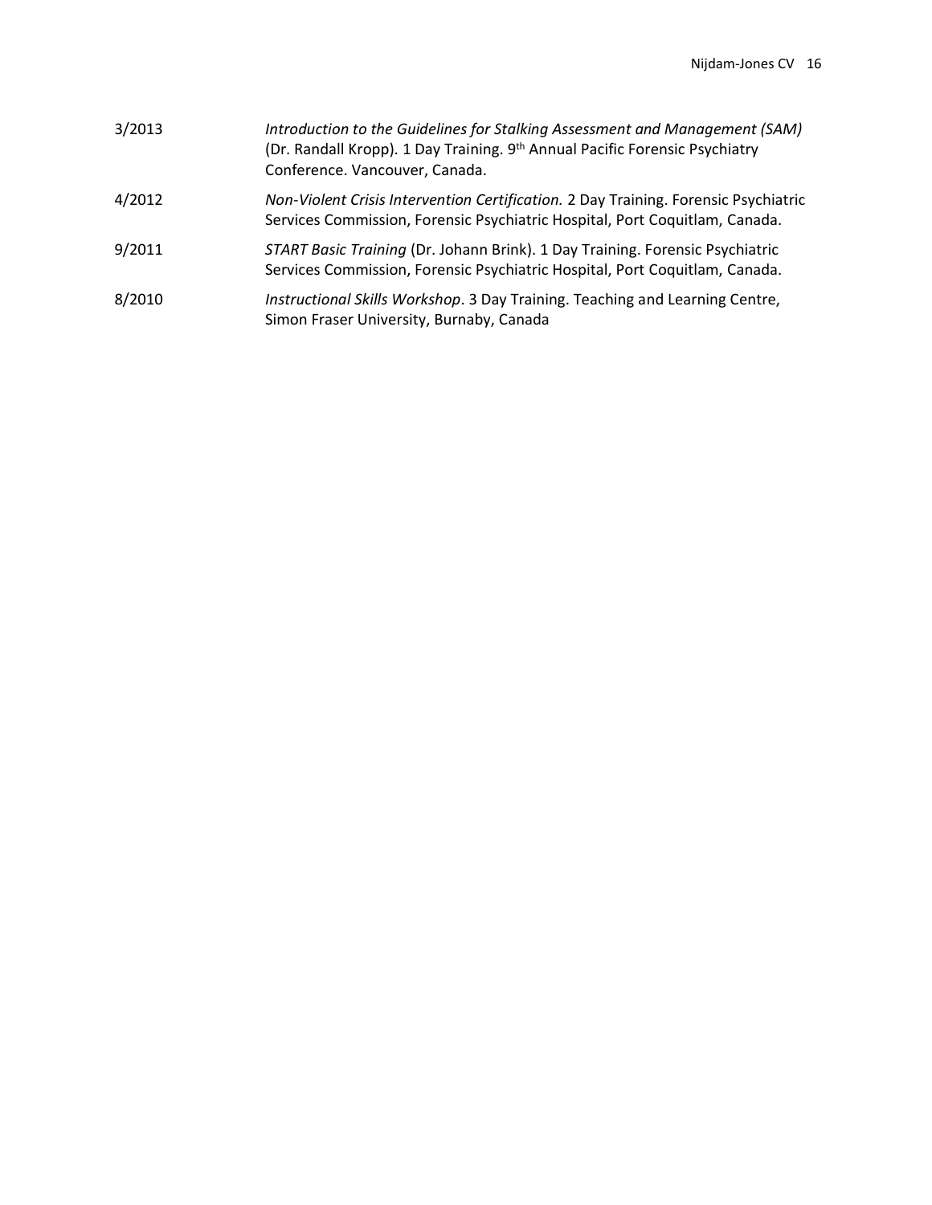3/2013 *Introduction to the Guidelines for Stalking Assessment and Management (SAM)* (Dr. Randall Kropp). 1 Day Training. 9th Annual Pacific Forensic Psychiatry Conference. Vancouver, Canada.

4/2012 *Non-Violent Crisis Intervention Certification.* 2 Day Training. Forensic Psychiatric Services Commission, Forensic Psychiatric Hospital, Port Coquitlam, Canada.

9/2011 *START Basic Training* (Dr. Johann Brink). 1 Day Training. Forensic Psychiatric Services Commission, Forensic Psychiatric Hospital, Port Coquitlam, Canada.

8/2010 *Instructional Skills Workshop*. 3 Day Training. Teaching and Learning Centre, Simon Fraser University, Burnaby, Canada